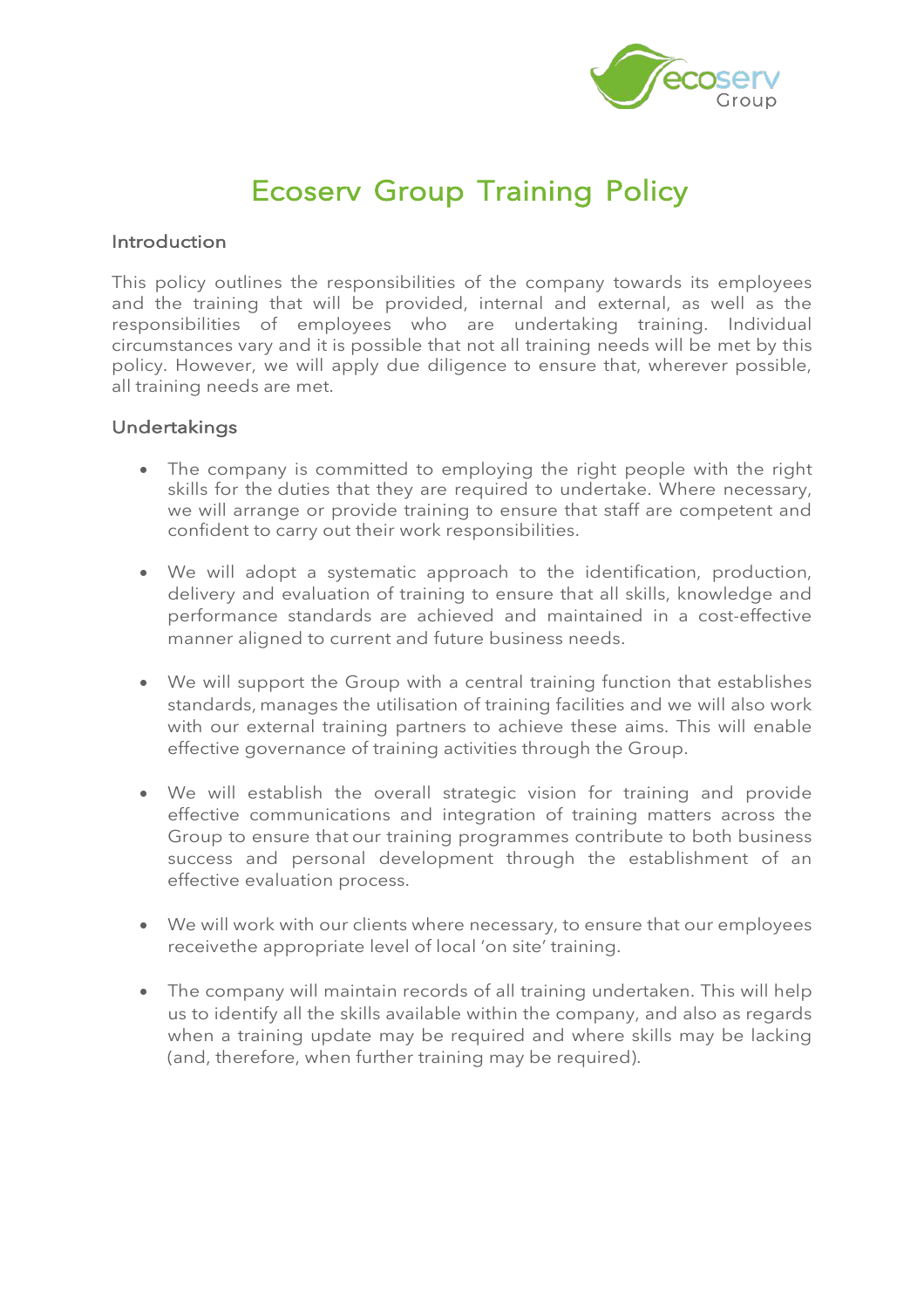# Ecoserv Group Training Policy

## Introduction

This policy outlines the responsibilities of the company towards its employees and the training that will be provided, internal and external, as well as the responsibilities of employees who are undertaking training. Individual circumstances vary and it is possible that not all training needs will be met by this policy. However, we will apply due diligence to ensure that, wherever possible, all training needs are met.

## Undertakings

- The company is committed to employing the right people with the right skills for the duties that they are required to undertake. Where necessary, we will arrange or provide training to ensure that staff are competent and confident to carry out their work responsibilities.

- We will adopt a systematic approach to the identification, production, delivery and evaluation of training to ensure that all skills, knowledge and performance standards are achieved and maintained in a cost-effective manner aligned to current and future business needs.

- We will support the Group with a central training function that establishes standards, manages the utilisation of training facilities and we will also work with our external training partners to achieve these aims. This will enable effective governance of training activities through the Group.

- We will establish the overall strategic vision for training and provide effective communications and integration of training matters across the Group to ensure that our training programmes contribute to both business success and personal development through the establishment of an effective evaluation process.

- We will work with our clients where necessary, to ensure that our employees receivethe appropriate level of local 'on site' training.

- The company will maintain records of all training undertaken. This will help us to identify all the skills available within the company, and also as regards when a training update may be required and where skills may be lacking (and, therefore, when further training may be required).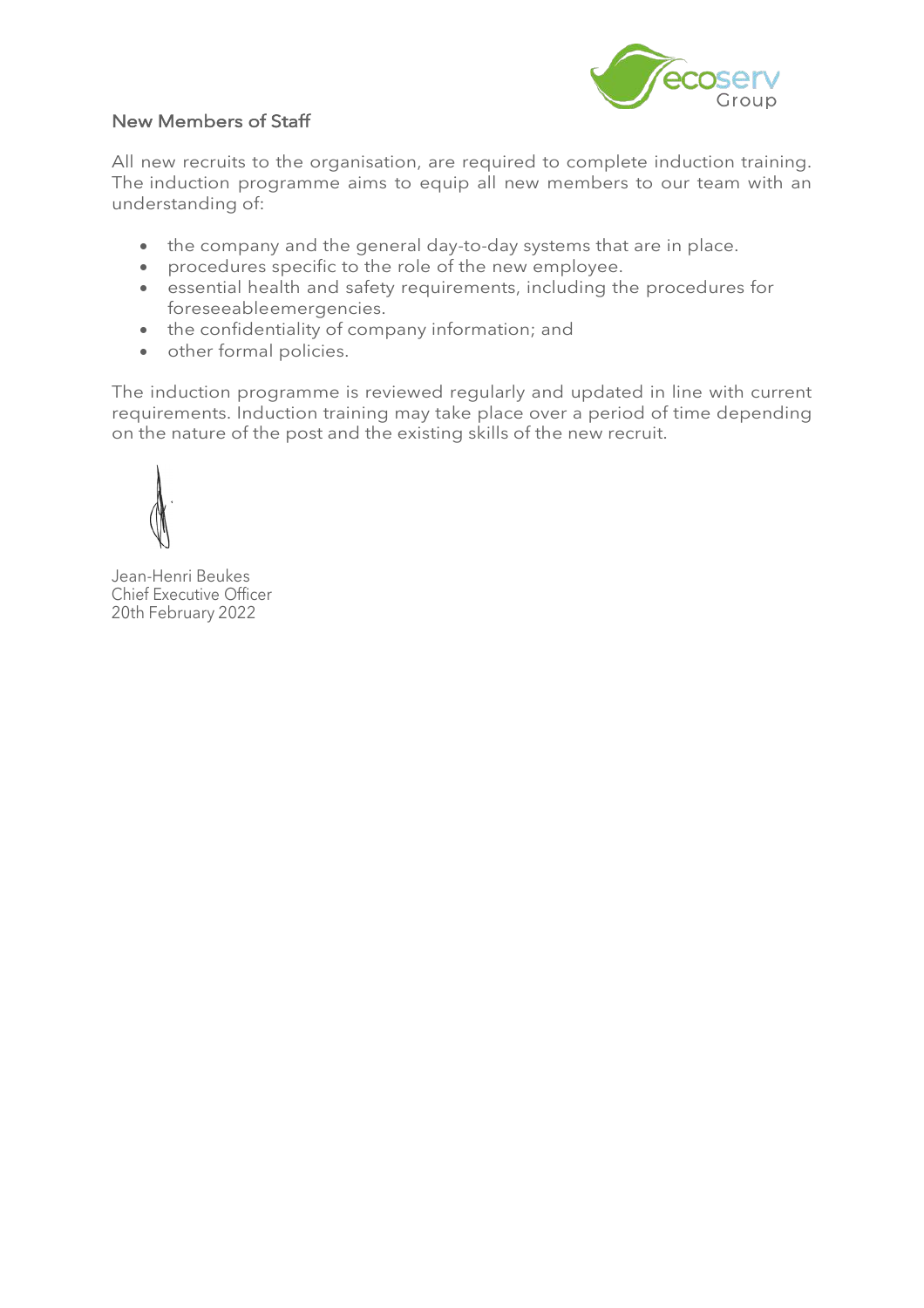## New Members of Staff

All new recruits to the organisation, are required to complete induction training. The induction programme aims to equip all new members to our team with an understanding of:

- the company and the general day-to-day systems that are in place.
- procedures specific to the role of the new employee.
- essential health and safety requirements, including the procedures for foreseeableemergencies.
- the confidentiality of company information; and
- other formal policies.

The induction programme is reviewed regularly and updated in line with current requirements. Induction training may take place over a period of time depending on the nature of the post and the existing skills of the new recruit.

Jean-Henri Beukes
Chief Executive Officer
20th February 2022